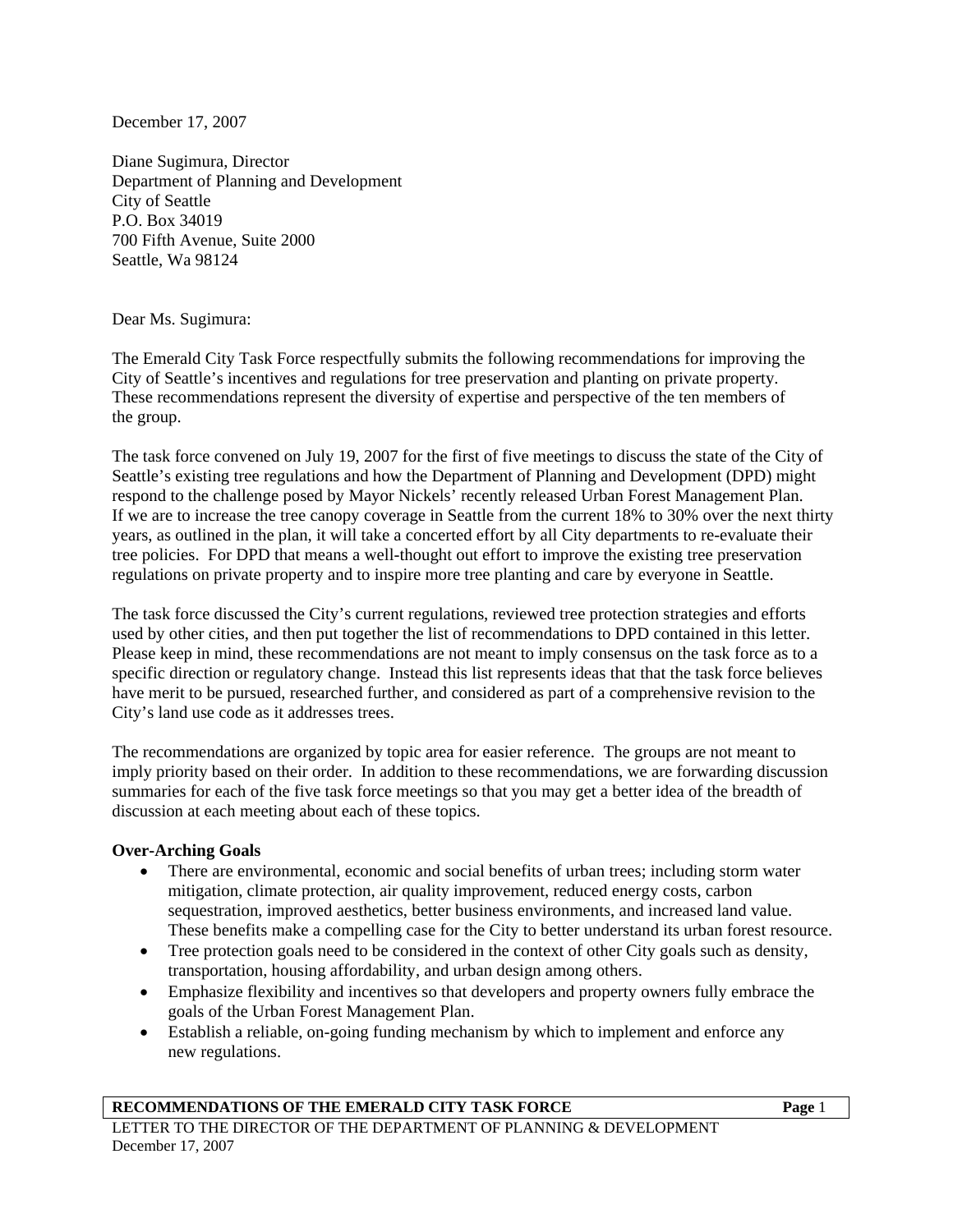December 17, 2007

Diane Sugimura, Director
Department of Planning and Development
City of Seattle
P.O. Box 34019
700 Fifth Avenue, Suite 2000
Seattle, Wa 98124

Dear Ms. Sugimura:

The Emerald City Task Force respectfully submits the following recommendations for improving the City of Seattle's incentives and regulations for tree preservation and planting on private property. These recommendations represent the diversity of expertise and perspective of the ten members of the group.

The task force convened on July 19, 2007 for the first of five meetings to discuss the state of the City of Seattle's existing tree regulations and how the Department of Planning and Development (DPD) might respond to the challenge posed by Mayor Nickels' recently released Urban Forest Management Plan. If we are to increase the tree canopy coverage in Seattle from the current 18% to 30% over the next thirty years, as outlined in the plan, it will take a concerted effort by all City departments to re-evaluate their tree policies. For DPD that means a well-thought out effort to improve the existing tree preservation regulations on private property and to inspire more tree planting and care by everyone in Seattle.

The task force discussed the City's current regulations, reviewed tree protection strategies and efforts used by other cities, and then put together the list of recommendations to DPD contained in this letter. Please keep in mind, these recommendations are not meant to imply consensus on the task force as to a specific direction or regulatory change. Instead this list represents ideas that that the task force believes have merit to be pursued, researched further, and considered as part of a comprehensive revision to the City's land use code as it addresses trees.

The recommendations are organized by topic area for easier reference. The groups are not meant to imply priority based on their order. In addition to these recommendations, we are forwarding discussion summaries for each of the five task force meetings so that you may get a better idea of the breadth of discussion at each meeting about each of these topics.

**Over-Arching Goals**

- There are environmental, economic and social benefits of urban trees; including storm water mitigation, climate protection, air quality improvement, reduced energy costs, carbon sequestration, improved aesthetics, better business environments, and increased land value. These benefits make a compelling case for the City to better understand its urban forest resource.
- Tree protection goals need to be considered in the context of other City goals such as density, transportation, housing affordability, and urban design among others.
- Emphasize flexibility and incentives so that developers and property owners fully embrace the goals of the Urban Forest Management Plan.
- Establish a reliable, on-going funding mechanism by which to implement and enforce any new regulations.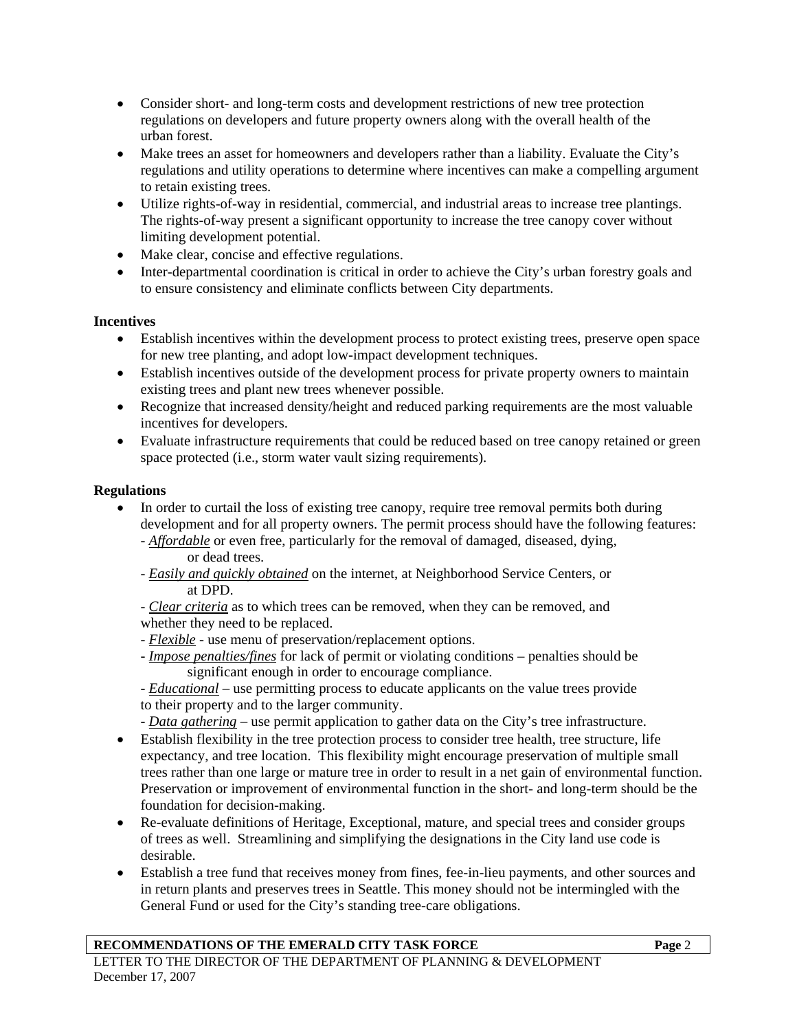- Consider short- and long-term costs and development restrictions of new tree protection regulations on developers and future property owners along with the overall health of the urban forest.
- Make trees an asset for homeowners and developers rather than a liability. Evaluate the City's regulations and utility operations to determine where incentives can make a compelling argument to retain existing trees.
- Utilize rights-of-way in residential, commercial, and industrial areas to increase tree plantings. The rights-of-way present a significant opportunity to increase the tree canopy cover without limiting development potential.
- Make clear, concise and effective regulations.
- Inter-departmental coordination is critical in order to achieve the City's urban forestry goals and to ensure consistency and eliminate conflicts between City departments.

**Incentives**

- Establish incentives within the development process to protect existing trees, preserve open space for new tree planting, and adopt low-impact development techniques.
- Establish incentives outside of the development process for private property owners to maintain existing trees and plant new trees whenever possible.
- Recognize that increased density/height and reduced parking requirements are the most valuable incentives for developers.
- Evaluate infrastructure requirements that could be reduced based on tree canopy retained or green space protected (i.e., storm water vault sizing requirements).

**Regulations**

- In order to curtail the loss of existing tree canopy, require tree removal permits both during development and for all property owners. The permit process should have the following features:
  - *Affordable* or even free, particularly for the removal of damaged, diseased, dying, or dead trees.
  - *Easily and quickly obtained* on the internet, at Neighborhood Service Centers, or at DPD.
  - *Clear criteria* as to which trees can be removed, when they can be removed, and whether they need to be replaced.
  - *Flexible* - use menu of preservation/replacement options.
  - *Impose penalties/fines* for lack of permit or violating conditions – penalties should be significant enough in order to encourage compliance.
  - *Educational* – use permitting process to educate applicants on the value trees provide to their property and to the larger community.
  - *Data gathering* – use permit application to gather data on the City's tree infrastructure.
- Establish flexibility in the tree protection process to consider tree health, tree structure, life expectancy, and tree location. This flexibility might encourage preservation of multiple small trees rather than one large or mature tree in order to result in a net gain of environmental function. Preservation or improvement of environmental function in the short- and long-term should be the foundation for decision-making.
- Re-evaluate definitions of Heritage, Exceptional, mature, and special trees and consider groups of trees as well. Streamlining and simplifying the designations in the City land use code is desirable.
- Establish a tree fund that receives money from fines, fee-in-lieu payments, and other sources and in return plants and preserves trees in Seattle. This money should not be intermingled with the General Fund or used for the City's standing tree-care obligations.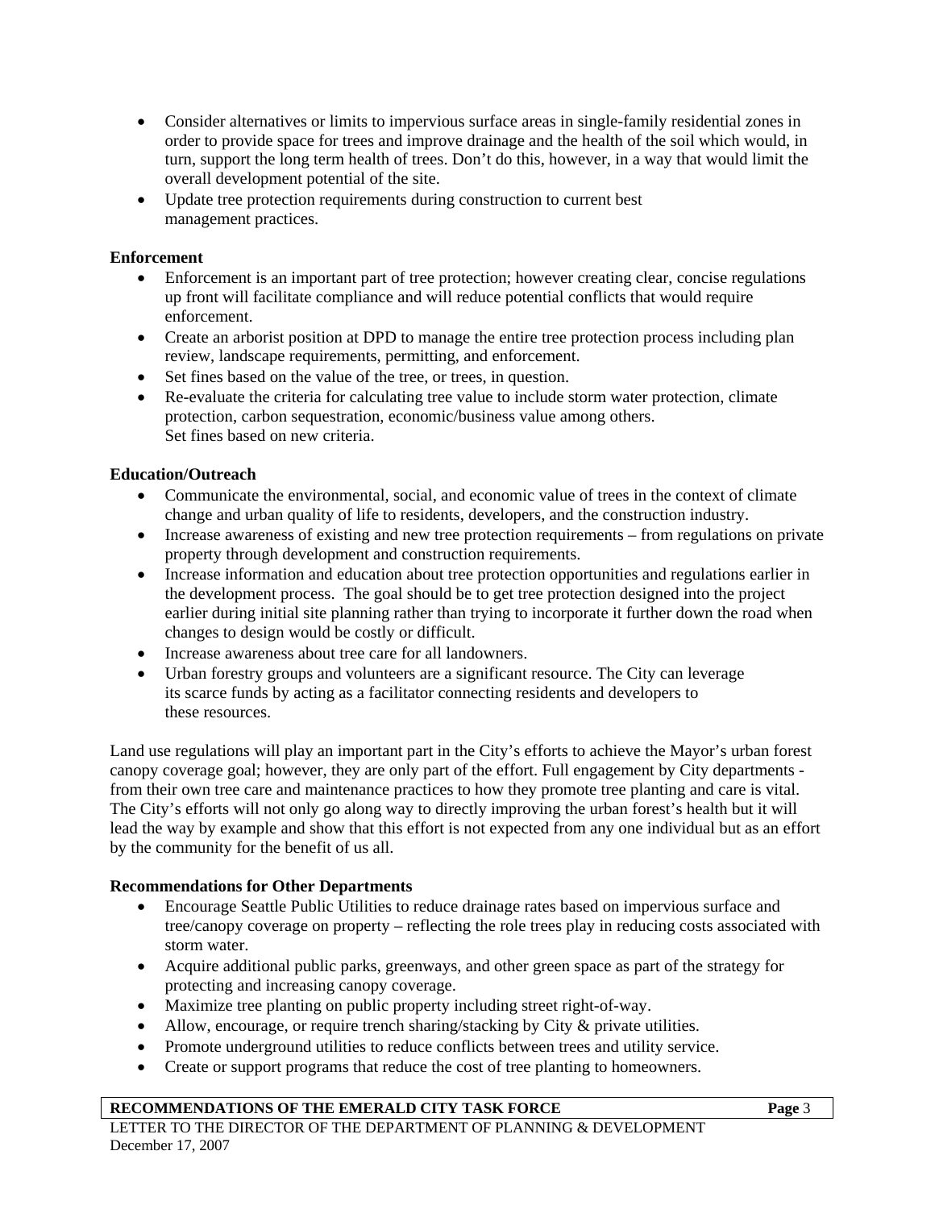- Consider alternatives or limits to impervious surface areas in single-family residential zones in order to provide space for trees and improve drainage and the health of the soil which would, in turn, support the long term health of trees. Don't do this, however, in a way that would limit the overall development potential of the site.
- Update tree protection requirements during construction to current best management practices.

**Enforcement**

- Enforcement is an important part of tree protection; however creating clear, concise regulations up front will facilitate compliance and will reduce potential conflicts that would require enforcement.
- Create an arborist position at DPD to manage the entire tree protection process including plan review, landscape requirements, permitting, and enforcement.
- Set fines based on the value of the tree, or trees, in question.
- Re-evaluate the criteria for calculating tree value to include storm water protection, climate protection, carbon sequestration, economic/business value among others. Set fines based on new criteria.

**Education/Outreach**

- Communicate the environmental, social, and economic value of trees in the context of climate change and urban quality of life to residents, developers, and the construction industry.
- Increase awareness of existing and new tree protection requirements – from regulations on private property through development and construction requirements.
- Increase information and education about tree protection opportunities and regulations earlier in the development process. The goal should be to get tree protection designed into the project earlier during initial site planning rather than trying to incorporate it further down the road when changes to design would be costly or difficult.
- Increase awareness about tree care for all landowners.
- Urban forestry groups and volunteers are a significant resource. The City can leverage its scarce funds by acting as a facilitator connecting residents and developers to these resources.

Land use regulations will play an important part in the City's efforts to achieve the Mayor's urban forest canopy coverage goal; however, they are only part of the effort. Full engagement by City departments - from their own tree care and maintenance practices to how they promote tree planting and care is vital. The City's efforts will not only go along way to directly improving the urban forest's health but it will lead the way by example and show that this effort is not expected from any one individual but as an effort by the community for the benefit of us all.

**Recommendations for Other Departments**

- Encourage Seattle Public Utilities to reduce drainage rates based on impervious surface and tree/canopy coverage on property – reflecting the role trees play in reducing costs associated with storm water.
- Acquire additional public parks, greenways, and other green space as part of the strategy for protecting and increasing canopy coverage.
- Maximize tree planting on public property including street right-of-way.
- Allow, encourage, or require trench sharing/stacking by City & private utilities.
- Promote underground utilities to reduce conflicts between trees and utility service.
- Create or support programs that reduce the cost of tree planting to homeowners.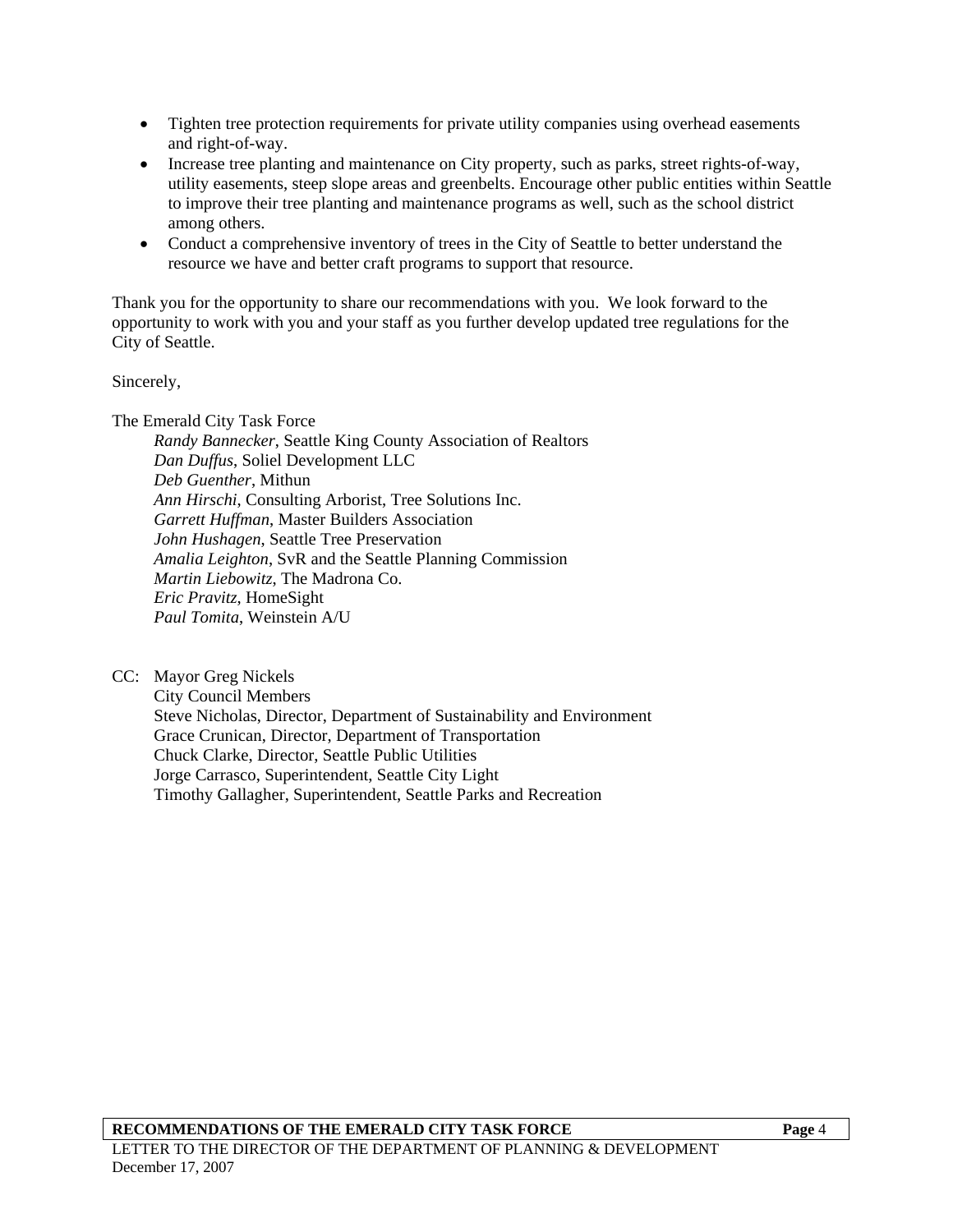- Tighten tree protection requirements for private utility companies using overhead easements and right-of-way.
- Increase tree planting and maintenance on City property, such as parks, street rights-of-way, utility easements, steep slope areas and greenbelts. Encourage other public entities within Seattle to improve their tree planting and maintenance programs as well, such as the school district among others.
- Conduct a comprehensive inventory of trees in the City of Seattle to better understand the resource we have and better craft programs to support that resource.

Thank you for the opportunity to share our recommendations with you. We look forward to the opportunity to work with you and your staff as you further develop updated tree regulations for the City of Seattle.

Sincerely,

The Emerald City Task Force

*Randy Bannecker*, Seattle King County Association of Realtors
*Dan Duffus*, Soliel Development LLC
*Deb Guenther*, Mithun
*Ann Hirschi*, Consulting Arborist, Tree Solutions Inc.
*Garrett Huffman*, Master Builders Association
*John Hushagen*, Seattle Tree Preservation
*Amalia Leighton*, SvR and the Seattle Planning Commission
*Martin Liebowitz*, The Madrona Co.
*Eric Pravitz*, HomeSight
*Paul Tomita*, Weinstein A/U

CC: Mayor Greg Nickels
City Council Members
Steve Nicholas, Director, Department of Sustainability and Environment
Grace Crunican, Director, Department of Transportation
Chuck Clarke, Director, Seattle Public Utilities
Jorge Carrasco, Superintendent, Seattle City Light
Timothy Gallagher, Superintendent, Seattle Parks and Recreation